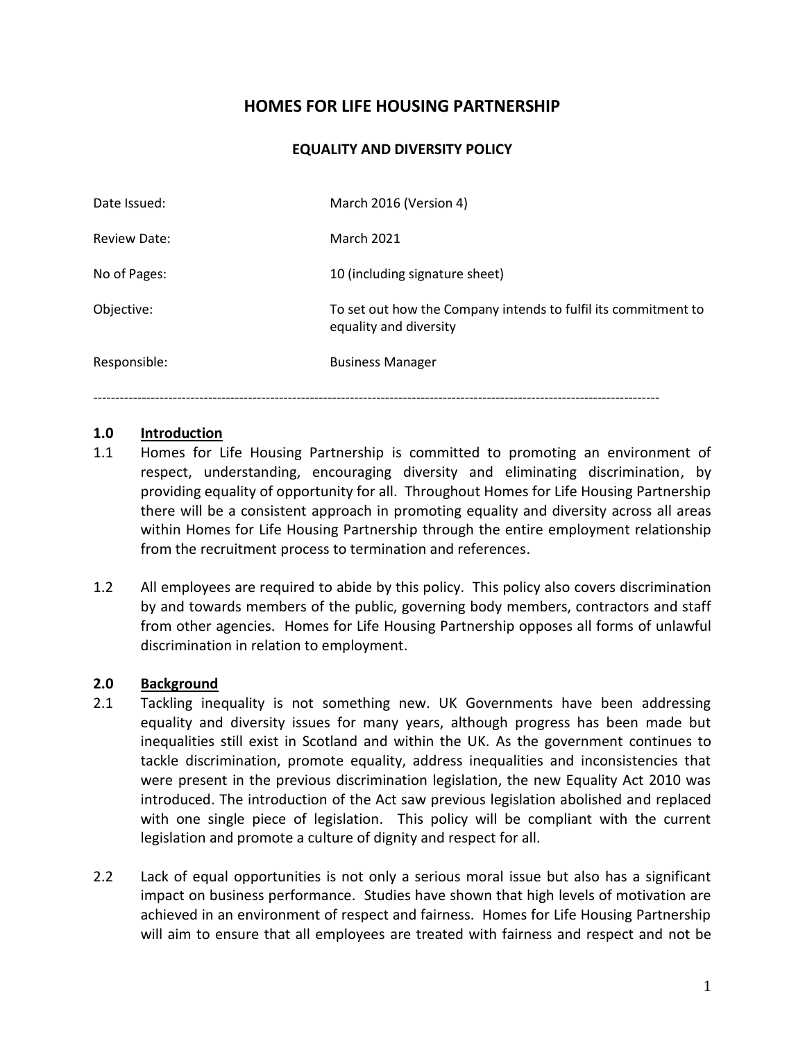# HOMES FOR LIFE HOUSING PARTNERSHIP

## EQUALITY AND DIVERSITY POLICY

| | |
|---|---|
| Date Issued: | March 2016 (Version 4) |
| Review Date: | March 2021 |
| No of Pages: | 10 (including signature sheet) |
| Objective: | To set out how the Company intends to fulfil its commitment to equality and diversity |
| Responsible: | Business Manager |

---

### 1.0 Introduction

1.1 Homes for Life Housing Partnership is committed to promoting an environment of respect, understanding, encouraging diversity and eliminating discrimination, by providing equality of opportunity for all. Throughout Homes for Life Housing Partnership there will be a consistent approach in promoting equality and diversity across all areas within Homes for Life Housing Partnership through the entire employment relationship from the recruitment process to termination and references.

1.2 All employees are required to abide by this policy. This policy also covers discrimination by and towards members of the public, governing body members, contractors and staff from other agencies. Homes for Life Housing Partnership opposes all forms of unlawful discrimination in relation to employment.

### 2.0 Background

2.1 Tackling inequality is not something new. UK Governments have been addressing equality and diversity issues for many years, although progress has been made but inequalities still exist in Scotland and within the UK. As the government continues to tackle discrimination, promote equality, address inequalities and inconsistencies that were present in the previous discrimination legislation, the new Equality Act 2010 was introduced. The introduction of the Act saw previous legislation abolished and replaced with one single piece of legislation. This policy will be compliant with the current legislation and promote a culture of dignity and respect for all.

2.2 Lack of equal opportunities is not only a serious moral issue but also has a significant impact on business performance. Studies have shown that high levels of motivation are achieved in an environment of respect and fairness. Homes for Life Housing Partnership will aim to ensure that all employees are treated with fairness and respect and not be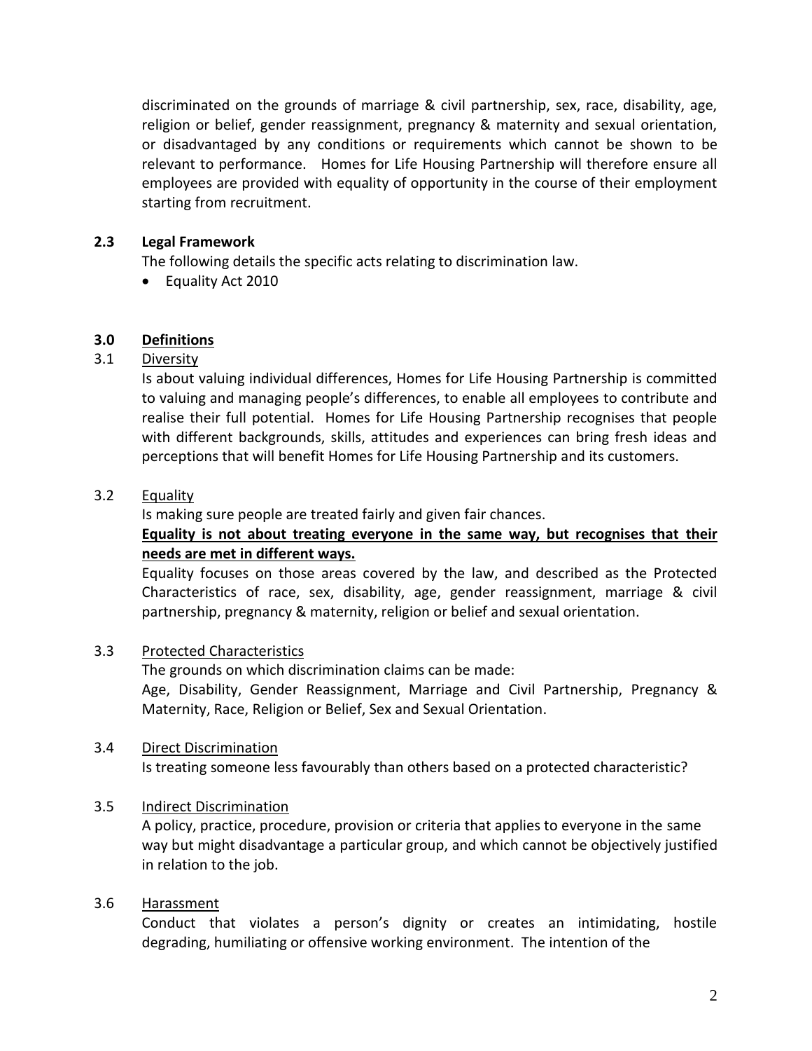discriminated on the grounds of marriage & civil partnership, sex, race, disability, age, religion or belief, gender reassignment, pregnancy & maternity and sexual orientation, or disadvantaged by any conditions or requirements which cannot be shown to be relevant to performance. Homes for Life Housing Partnership will therefore ensure all employees are provided with equality of opportunity in the course of their employment starting from recruitment.

### 2.3 Legal Framework

The following details the specific acts relating to discrimination law.

- Equality Act 2010

## 3.0 Definitions

### 3.1 Diversity

Is about valuing individual differences, Homes for Life Housing Partnership is committed to valuing and managing people's differences, to enable all employees to contribute and realise their full potential. Homes for Life Housing Partnership recognises that people with different backgrounds, skills, attitudes and experiences can bring fresh ideas and perceptions that will benefit Homes for Life Housing Partnership and its customers.

### 3.2 Equality

Is making sure people are treated fairly and given fair chances.

**Equality is not about treating everyone in the same way, but recognises that their needs are met in different ways.**

Equality focuses on those areas covered by the law, and described as the Protected Characteristics of race, sex, disability, age, gender reassignment, marriage & civil partnership, pregnancy & maternity, religion or belief and sexual orientation.

### 3.3 Protected Characteristics

The grounds on which discrimination claims can be made:

Age, Disability, Gender Reassignment, Marriage and Civil Partnership, Pregnancy & Maternity, Race, Religion or Belief, Sex and Sexual Orientation.

### 3.4 Direct Discrimination

Is treating someone less favourably than others based on a protected characteristic?

### 3.5 Indirect Discrimination

A policy, practice, procedure, provision or criteria that applies to everyone in the same way but might disadvantage a particular group, and which cannot be objectively justified in relation to the job.

### 3.6 Harassment

Conduct that violates a person's dignity or creates an intimidating, hostile degrading, humiliating or offensive working environment. The intention of the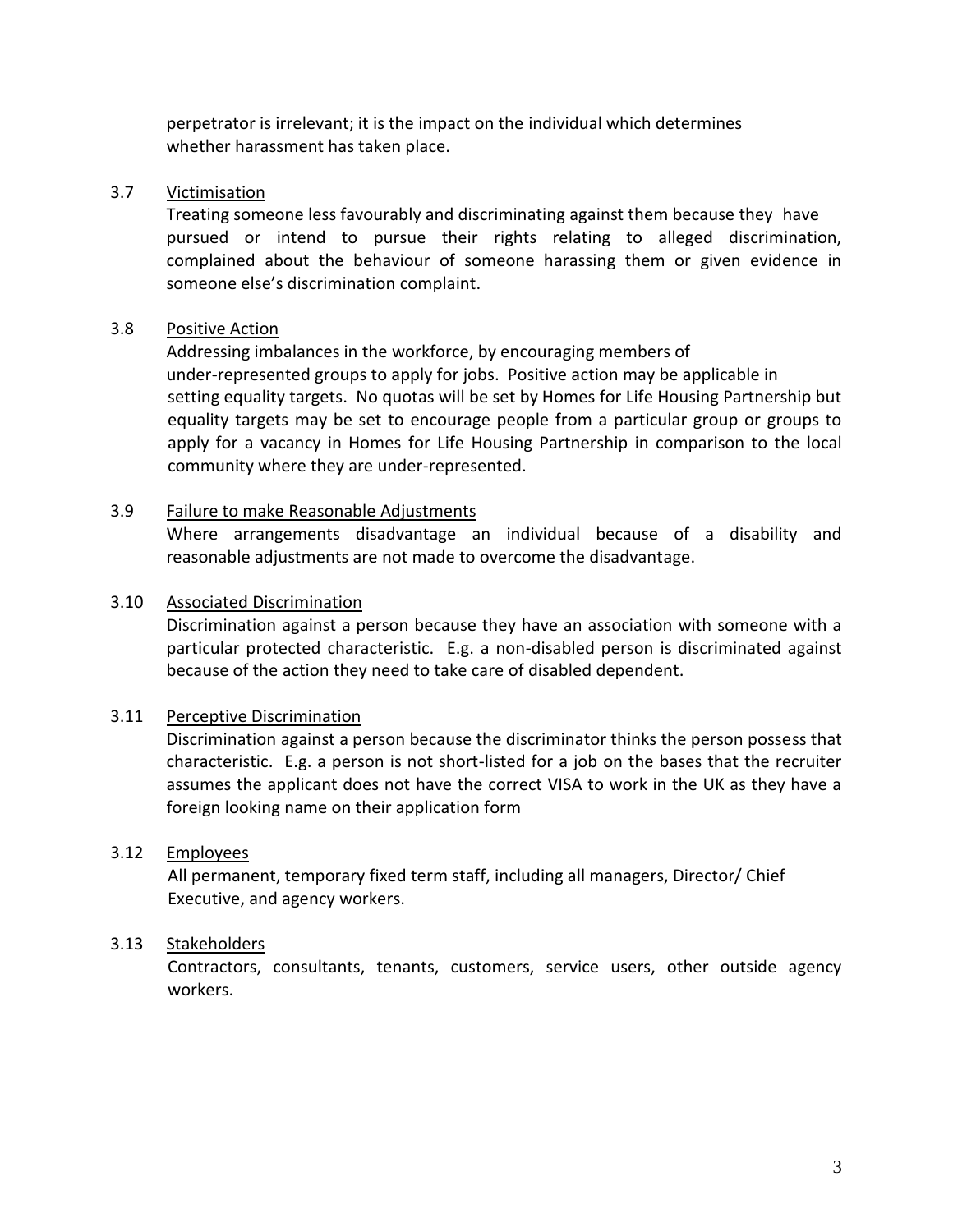perpetrator is irrelevant; it is the impact on the individual which determines whether harassment has taken place.

3.7 <u>Victimisation</u>

Treating someone less favourably and discriminating against them because they have pursued or intend to pursue their rights relating to alleged discrimination, complained about the behaviour of someone harassing them or given evidence in someone else's discrimination complaint.

3.8 <u>Positive Action</u>

Addressing imbalances in the workforce, by encouraging members of under-represented groups to apply for jobs. Positive action may be applicable in setting equality targets. No quotas will be set by Homes for Life Housing Partnership but equality targets may be set to encourage people from a particular group or groups to apply for a vacancy in Homes for Life Housing Partnership in comparison to the local community where they are under-represented.

3.9 <u>Failure to make Reasonable Adjustments</u>

Where arrangements disadvantage an individual because of a disability and reasonable adjustments are not made to overcome the disadvantage.

3.10 <u>Associated Discrimination</u>

Discrimination against a person because they have an association with someone with a particular protected characteristic. E.g. a non-disabled person is discriminated against because of the action they need to take care of disabled dependent.

3.11 <u>Perceptive Discrimination</u>

Discrimination against a person because the discriminator thinks the person possess that characteristic. E.g. a person is not short-listed for a job on the bases that the recruiter assumes the applicant does not have the correct VISA to work in the UK as they have a foreign looking name on their application form

3.12 <u>Employees</u>

All permanent, temporary fixed term staff, including all managers, Director/ Chief Executive, and agency workers.

3.13 <u>Stakeholders</u>

Contractors, consultants, tenants, customers, service users, other outside agency workers.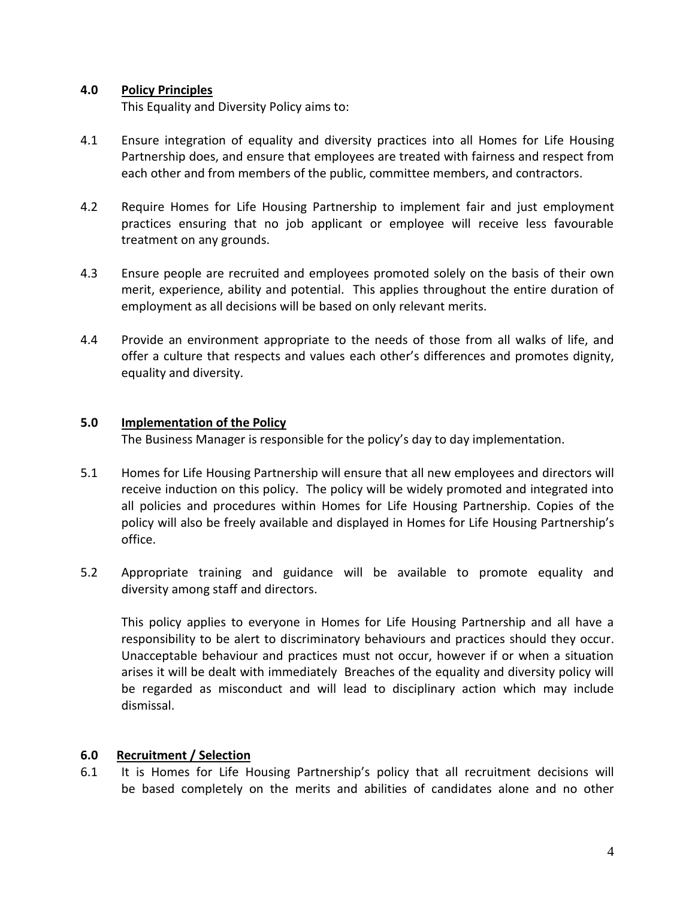## 4.0 Policy Principles

This Equality and Diversity Policy aims to:

4.1 Ensure integration of equality and diversity practices into all Homes for Life Housing Partnership does, and ensure that employees are treated with fairness and respect from each other and from members of the public, committee members, and contractors.

4.2 Require Homes for Life Housing Partnership to implement fair and just employment practices ensuring that no job applicant or employee will receive less favourable treatment on any grounds.

4.3 Ensure people are recruited and employees promoted solely on the basis of their own merit, experience, ability and potential. This applies throughout the entire duration of employment as all decisions will be based on only relevant merits.

4.4 Provide an environment appropriate to the needs of those from all walks of life, and offer a culture that respects and values each other's differences and promotes dignity, equality and diversity.

## 5.0 Implementation of the Policy

The Business Manager is responsible for the policy's day to day implementation.

5.1 Homes for Life Housing Partnership will ensure that all new employees and directors will receive induction on this policy. The policy will be widely promoted and integrated into all policies and procedures within Homes for Life Housing Partnership. Copies of the policy will also be freely available and displayed in Homes for Life Housing Partnership's office.

5.2 Appropriate training and guidance will be available to promote equality and diversity among staff and directors.

This policy applies to everyone in Homes for Life Housing Partnership and all have a responsibility to be alert to discriminatory behaviours and practices should they occur. Unacceptable behaviour and practices must not occur, however if or when a situation arises it will be dealt with immediately Breaches of the equality and diversity policy will be regarded as misconduct and will lead to disciplinary action which may include dismissal.

## 6.0 Recruitment / Selection

6.1 It is Homes for Life Housing Partnership's policy that all recruitment decisions will be based completely on the merits and abilities of candidates alone and no other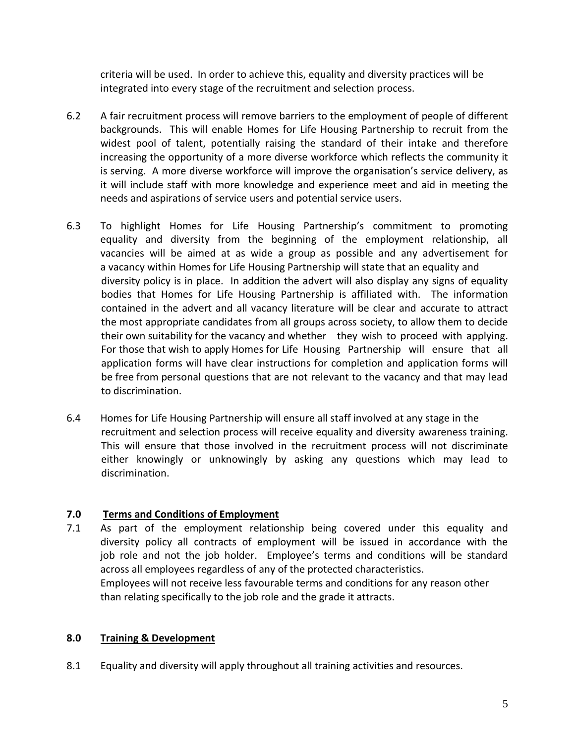criteria will be used. In order to achieve this, equality and diversity practices will be integrated into every stage of the recruitment and selection process.

6.2 A fair recruitment process will remove barriers to the employment of people of different backgrounds. This will enable Homes for Life Housing Partnership to recruit from the widest pool of talent, potentially raising the standard of their intake and therefore increasing the opportunity of a more diverse workforce which reflects the community it is serving. A more diverse workforce will improve the organisation's service delivery, as it will include staff with more knowledge and experience meet and aid in meeting the needs and aspirations of service users and potential service users.

6.3 To highlight Homes for Life Housing Partnership's commitment to promoting equality and diversity from the beginning of the employment relationship, all vacancies will be aimed at as wide a group as possible and any advertisement for a vacancy within Homes for Life Housing Partnership will state that an equality and diversity policy is in place. In addition the advert will also display any signs of equality bodies that Homes for Life Housing Partnership is affiliated with. The information contained in the advert and all vacancy literature will be clear and accurate to attract the most appropriate candidates from all groups across society, to allow them to decide their own suitability for the vacancy and whether they wish to proceed with applying. For those that wish to apply Homes for Life Housing Partnership will ensure that all application forms will have clear instructions for completion and application forms will be free from personal questions that are not relevant to the vacancy and that may lead to discrimination.

6.4 Homes for Life Housing Partnership will ensure all staff involved at any stage in the recruitment and selection process will receive equality and diversity awareness training. This will ensure that those involved in the recruitment process will not discriminate either knowingly or unknowingly by asking any questions which may lead to discrimination.

## 7.0 Terms and Conditions of Employment

7.1 As part of the employment relationship being covered under this equality and diversity policy all contracts of employment will be issued in accordance with the job role and not the job holder. Employee's terms and conditions will be standard across all employees regardless of any of the protected characteristics.
Employees will not receive less favourable terms and conditions for any reason other than relating specifically to the job role and the grade it attracts.

## 8.0 Training & Development

8.1 Equality and diversity will apply throughout all training activities and resources.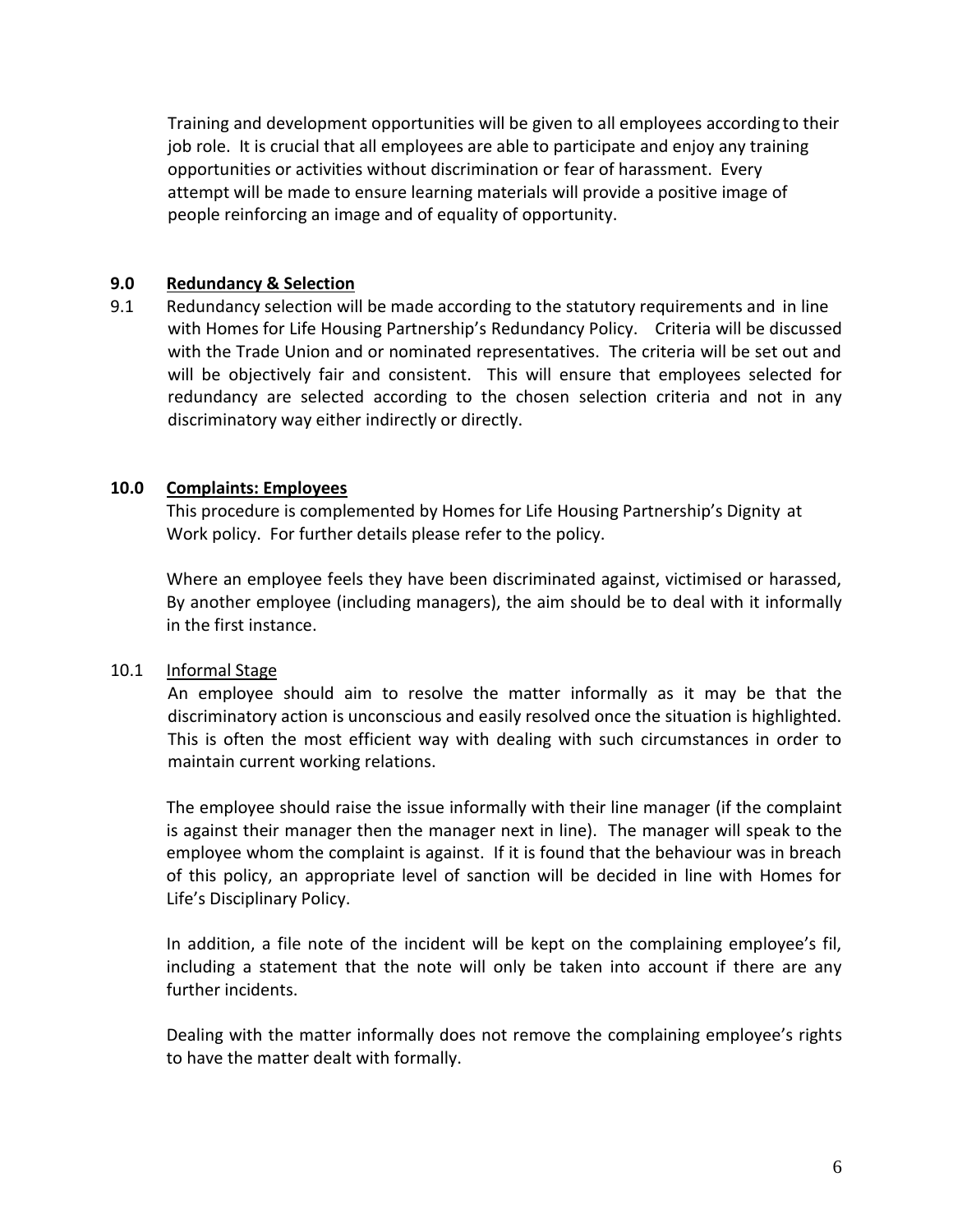Training and development opportunities will be given to all employees according to their job role. It is crucial that all employees are able to participate and enjoy any training opportunities or activities without discrimination or fear of harassment. Every attempt will be made to ensure learning materials will provide a positive image of people reinforcing an image and of equality of opportunity.

## 9.0 Redundancy & Selection

9.1 Redundancy selection will be made according to the statutory requirements and in line with Homes for Life Housing Partnership's Redundancy Policy. Criteria will be discussed with the Trade Union and or nominated representatives. The criteria will be set out and will be objectively fair and consistent. This will ensure that employees selected for redundancy are selected according to the chosen selection criteria and not in any discriminatory way either indirectly or directly.

## 10.0 Complaints: Employees

This procedure is complemented by Homes for Life Housing Partnership's Dignity at Work policy. For further details please refer to the policy.

Where an employee feels they have been discriminated against, victimised or harassed, By another employee (including managers), the aim should be to deal with it informally in the first instance.

### 10.1 Informal Stage

An employee should aim to resolve the matter informally as it may be that the discriminatory action is unconscious and easily resolved once the situation is highlighted. This is often the most efficient way with dealing with such circumstances in order to maintain current working relations.

The employee should raise the issue informally with their line manager (if the complaint is against their manager then the manager next in line). The manager will speak to the employee whom the complaint is against. If it is found that the behaviour was in breach of this policy, an appropriate level of sanction will be decided in line with Homes for Life's Disciplinary Policy.

In addition, a file note of the incident will be kept on the complaining employee's fil, including a statement that the note will only be taken into account if there are any further incidents.

Dealing with the matter informally does not remove the complaining employee's rights to have the matter dealt with formally.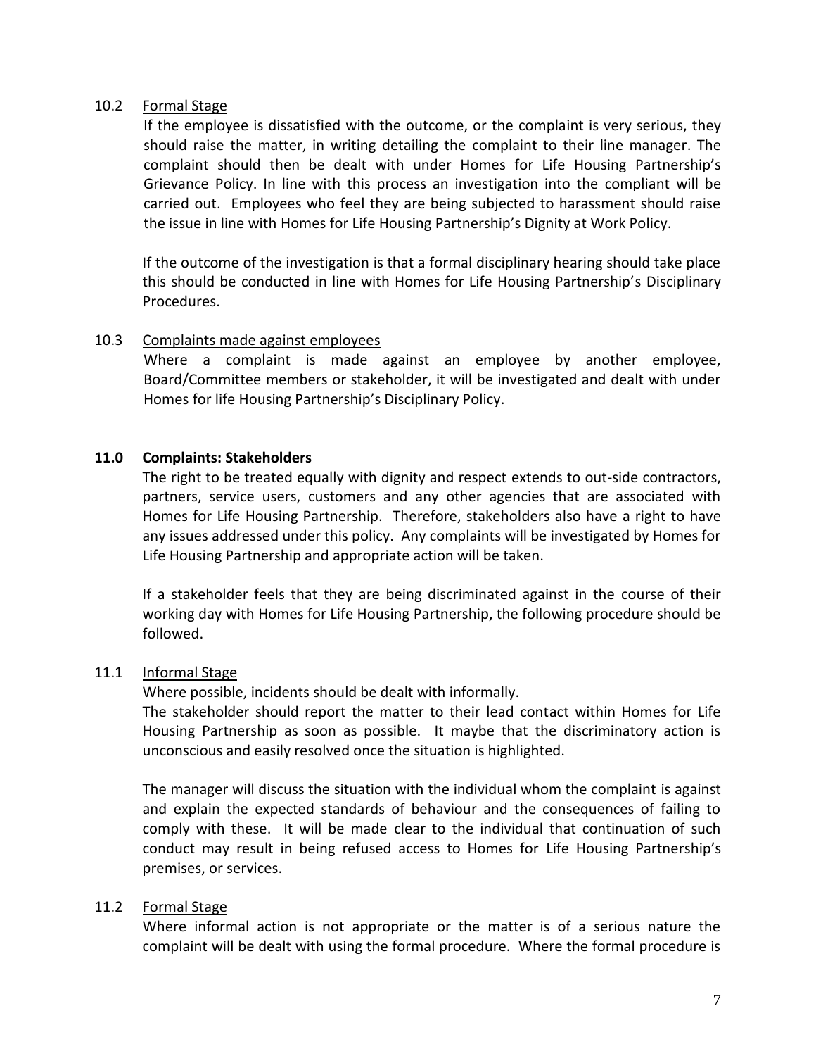### 10.2 Formal Stage

If the employee is dissatisfied with the outcome, or the complaint is very serious, they should raise the matter, in writing detailing the complaint to their line manager. The complaint should then be dealt with under Homes for Life Housing Partnership's Grievance Policy. In line with this process an investigation into the compliant will be carried out. Employees who feel they are being subjected to harassment should raise the issue in line with Homes for Life Housing Partnership's Dignity at Work Policy.

If the outcome of the investigation is that a formal disciplinary hearing should take place this should be conducted in line with Homes for Life Housing Partnership's Disciplinary Procedures.

### 10.3 Complaints made against employees

Where a complaint is made against an employee by another employee, Board/Committee members or stakeholder, it will be investigated and dealt with under Homes for life Housing Partnership's Disciplinary Policy.

## 11.0 Complaints: Stakeholders

The right to be treated equally with dignity and respect extends to out-side contractors, partners, service users, customers and any other agencies that are associated with Homes for Life Housing Partnership. Therefore, stakeholders also have a right to have any issues addressed under this policy. Any complaints will be investigated by Homes for Life Housing Partnership and appropriate action will be taken.

If a stakeholder feels that they are being discriminated against in the course of their working day with Homes for Life Housing Partnership, the following procedure should be followed.

### 11.1 Informal Stage

Where possible, incidents should be dealt with informally.
The stakeholder should report the matter to their lead contact within Homes for Life Housing Partnership as soon as possible. It maybe that the discriminatory action is unconscious and easily resolved once the situation is highlighted.

The manager will discuss the situation with the individual whom the complaint is against and explain the expected standards of behaviour and the consequences of failing to comply with these. It will be made clear to the individual that continuation of such conduct may result in being refused access to Homes for Life Housing Partnership's premises, or services.

### 11.2 Formal Stage

Where informal action is not appropriate or the matter is of a serious nature the complaint will be dealt with using the formal procedure. Where the formal procedure is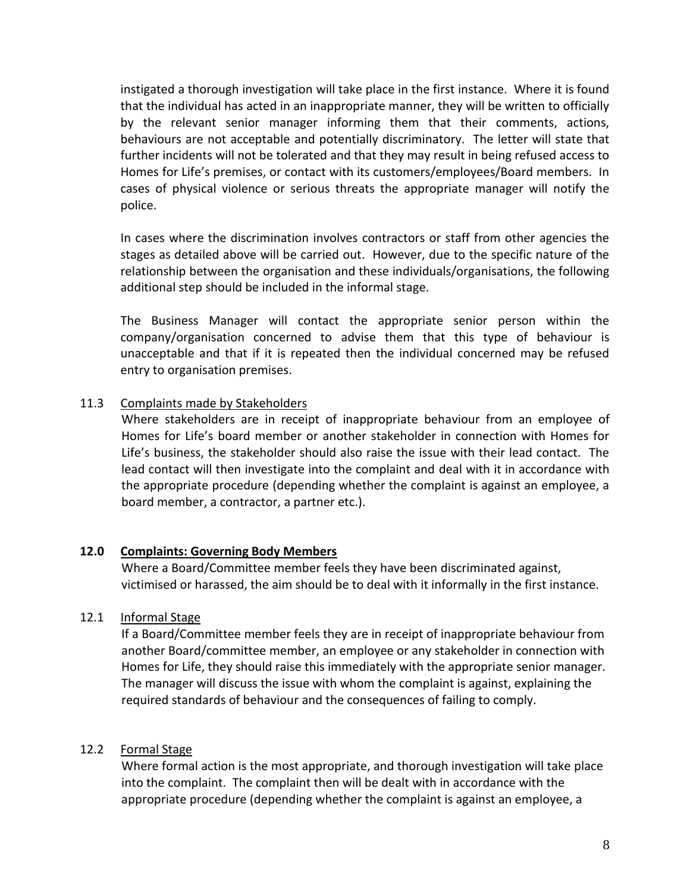instigated a thorough investigation will take place in the first instance. Where it is found that the individual has acted in an inappropriate manner, they will be written to officially by the relevant senior manager informing them that their comments, actions, behaviours are not acceptable and potentially discriminatory. The letter will state that further incidents will not be tolerated and that they may result in being refused access to Homes for Life's premises, or contact with its customers/employees/Board members. In cases of physical violence or serious threats the appropriate manager will notify the police.

In cases where the discrimination involves contractors or staff from other agencies the stages as detailed above will be carried out. However, due to the specific nature of the relationship between the organisation and these individuals/organisations, the following additional step should be included in the informal stage.

The Business Manager will contact the appropriate senior person within the company/organisation concerned to advise them that this type of behaviour is unacceptable and that if it is repeated then the individual concerned may be refused entry to organisation premises.

11.3 Complaints made by Stakeholders

Where stakeholders are in receipt of inappropriate behaviour from an employee of Homes for Life's board member or another stakeholder in connection with Homes for Life's business, the stakeholder should also raise the issue with their lead contact. The lead contact will then investigate into the complaint and deal with it in accordance with the appropriate procedure (depending whether the complaint is against an employee, a board member, a contractor, a partner etc.).

## 12.0 Complaints: Governing Body Members

Where a Board/Committee member feels they have been discriminated against, victimised or harassed, the aim should be to deal with it informally in the first instance.

12.1 Informal Stage

If a Board/Committee member feels they are in receipt of inappropriate behaviour from another Board/committee member, an employee or any stakeholder in connection with Homes for Life, they should raise this immediately with the appropriate senior manager. The manager will discuss the issue with whom the complaint is against, explaining the required standards of behaviour and the consequences of failing to comply.

12.2 Formal Stage

Where formal action is the most appropriate, and thorough investigation will take place into the complaint. The complaint then will be dealt with in accordance with the appropriate procedure (depending whether the complaint is against an employee, a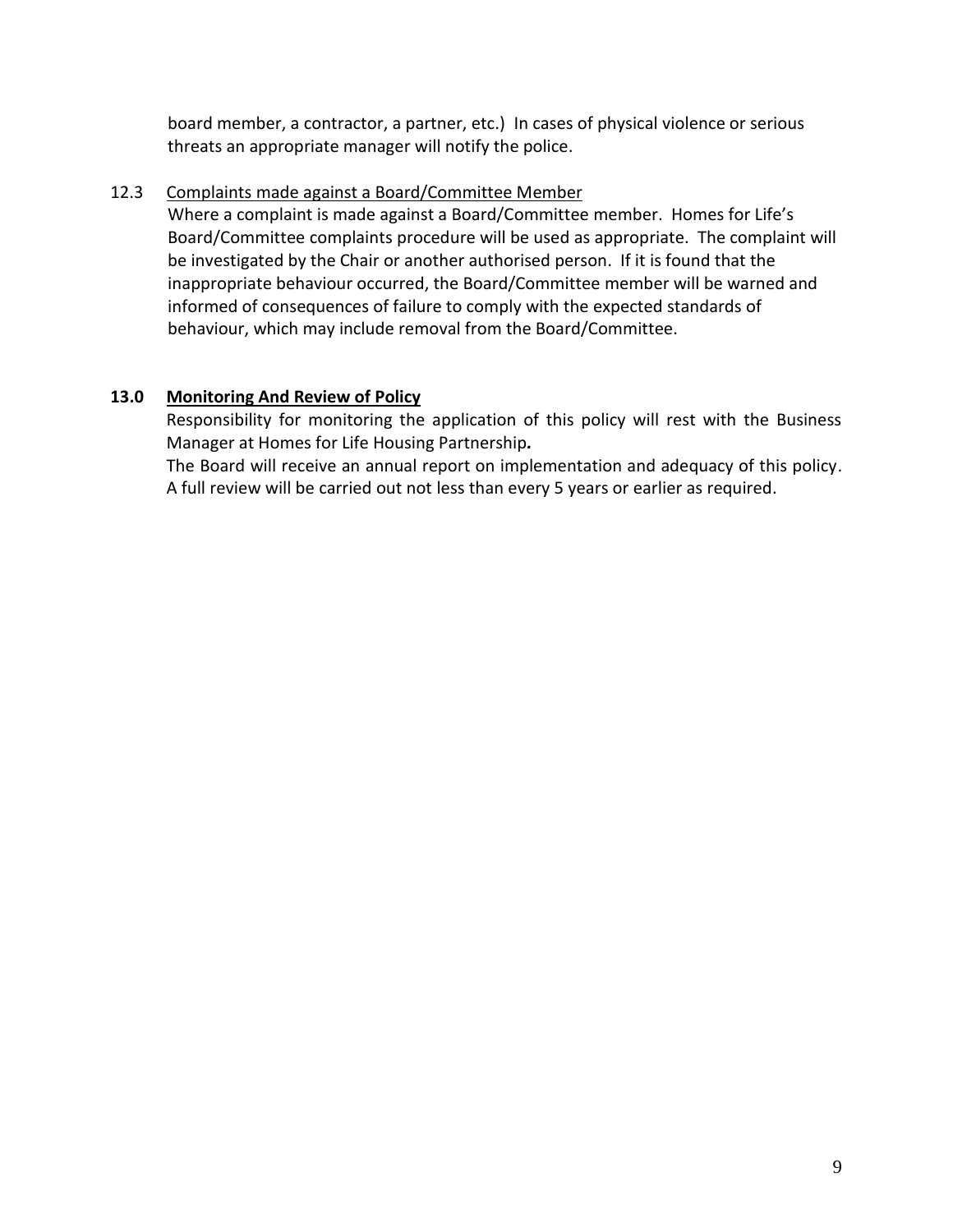board member, a contractor, a partner, etc.) In cases of physical violence or serious threats an appropriate manager will notify the police.

12.3 Complaints made against a Board/Committee Member

Where a complaint is made against a Board/Committee member. Homes for Life's Board/Committee complaints procedure will be used as appropriate. The complaint will be investigated by the Chair or another authorised person. If it is found that the inappropriate behaviour occurred, the Board/Committee member will be warned and informed of consequences of failure to comply with the expected standards of behaviour, which may include removal from the Board/Committee.

## 13.0 Monitoring And Review of Policy

Responsibility for monitoring the application of this policy will rest with the Business Manager at Homes for Life Housing Partnership.

The Board will receive an annual report on implementation and adequacy of this policy. A full review will be carried out not less than every 5 years or earlier as required.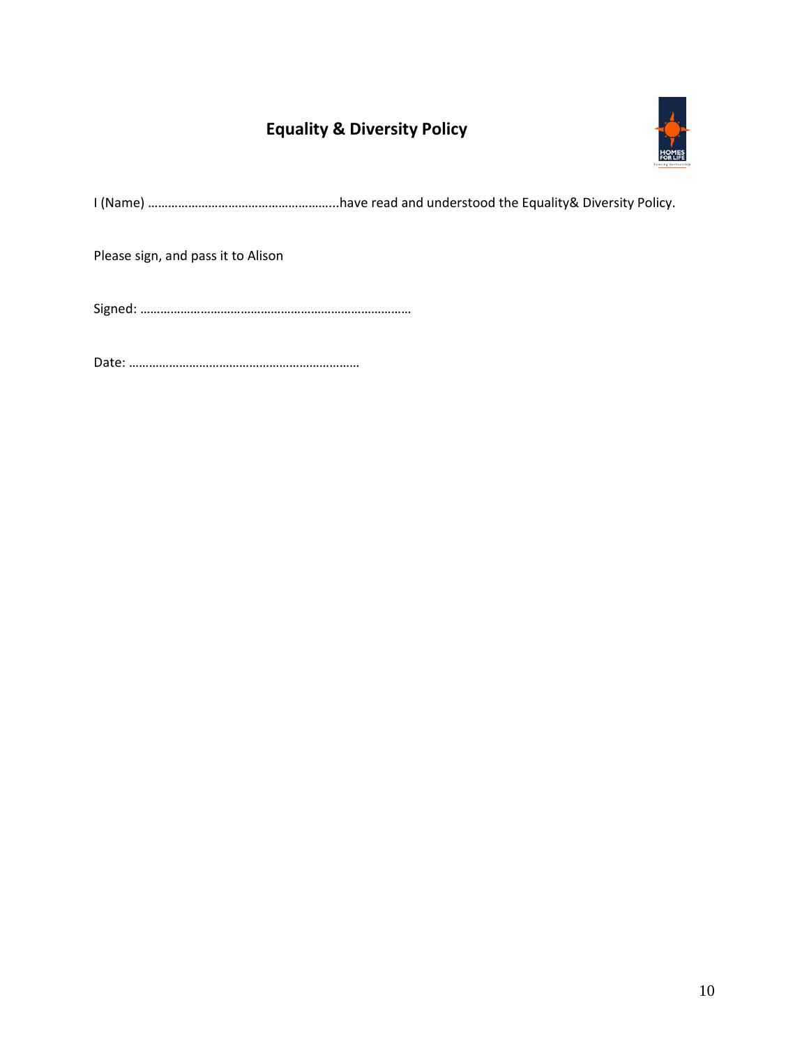# Equality & Diversity Policy

I (Name) ………………………………………………...have read and understood the Equality& Diversity Policy.

Please sign, and pass it to Alison

Signed: ………………………………………………………………………

Date: ……………………………………………………………